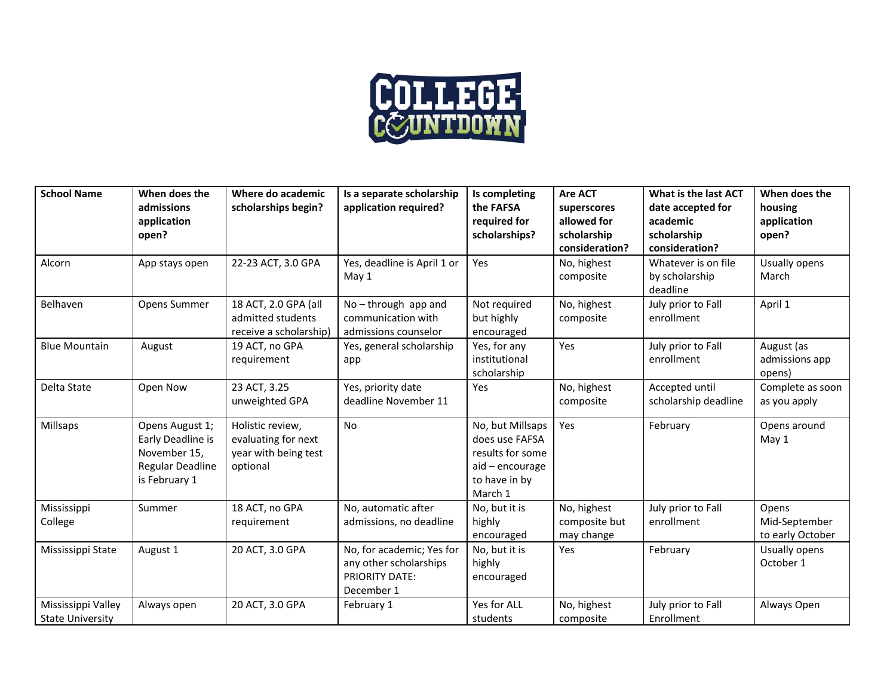# COLLEGE COUNTDOWN

| School Name | When does the admissions application open? | Where do academic scholarships begin? | Is a separate scholarship application required? | Is completing the FAFSA required for scholarships? | Are ACT superscores allowed for scholarship consideration? | What is the last ACT date accepted for academic scholarship consideration? | When does the housing application open? |
|---|---|---|---|---|---|---|---|
| Alcorn | App stays open | 22-23 ACT, 3.0 GPA | Yes, deadline is April 1 or May 1 | Yes | No, highest composite | Whatever is on file by scholarship deadline | Usually opens March |
| Belhaven | Opens Summer | 18 ACT, 2.0 GPA (all admitted students receive a scholarship) | No – through app and communication with admissions counselor | Not required but highly encouraged | No, highest composite | July prior to Fall enrollment | April 1 |
| Blue Mountain | August | 19 ACT, no GPA requirement | Yes, general scholarship app | Yes, for any institutional scholarship | Yes | July prior to Fall enrollment | August (as admissions app opens) |
| Delta State | Open Now | 23 ACT, 3.25 unweighted GPA | Yes, priority date deadline November 11 | Yes | No, highest composite | Accepted until scholarship deadline | Complete as soon as you apply |
| Millsaps | Opens August 1; Early Deadline is November 15, Regular Deadline is February 1 | Holistic review, evaluating for next year with being test optional | No | No, but Millsaps does use FAFSA results for some aid – encourage to have in by March 1 | Yes | February | Opens around May 1 |
| Mississippi College | Summer | 18 ACT, no GPA requirement | No, automatic after admissions, no deadline | No, but it is highly encouraged | No, highest composite but may change | July prior to Fall enrollment | Opens Mid-September to early October |
| Mississippi State | August 1 | 20 ACT, 3.0 GPA | No, for academic; Yes for any other scholarships PRIORITY DATE: December 1 | No, but it is highly encouraged | Yes | February | Usually opens October 1 |
| Mississippi Valley State University | Always open | 20 ACT, 3.0 GPA | February 1 | Yes for ALL students | No, highest composite | July prior to Fall Enrollment | Always Open |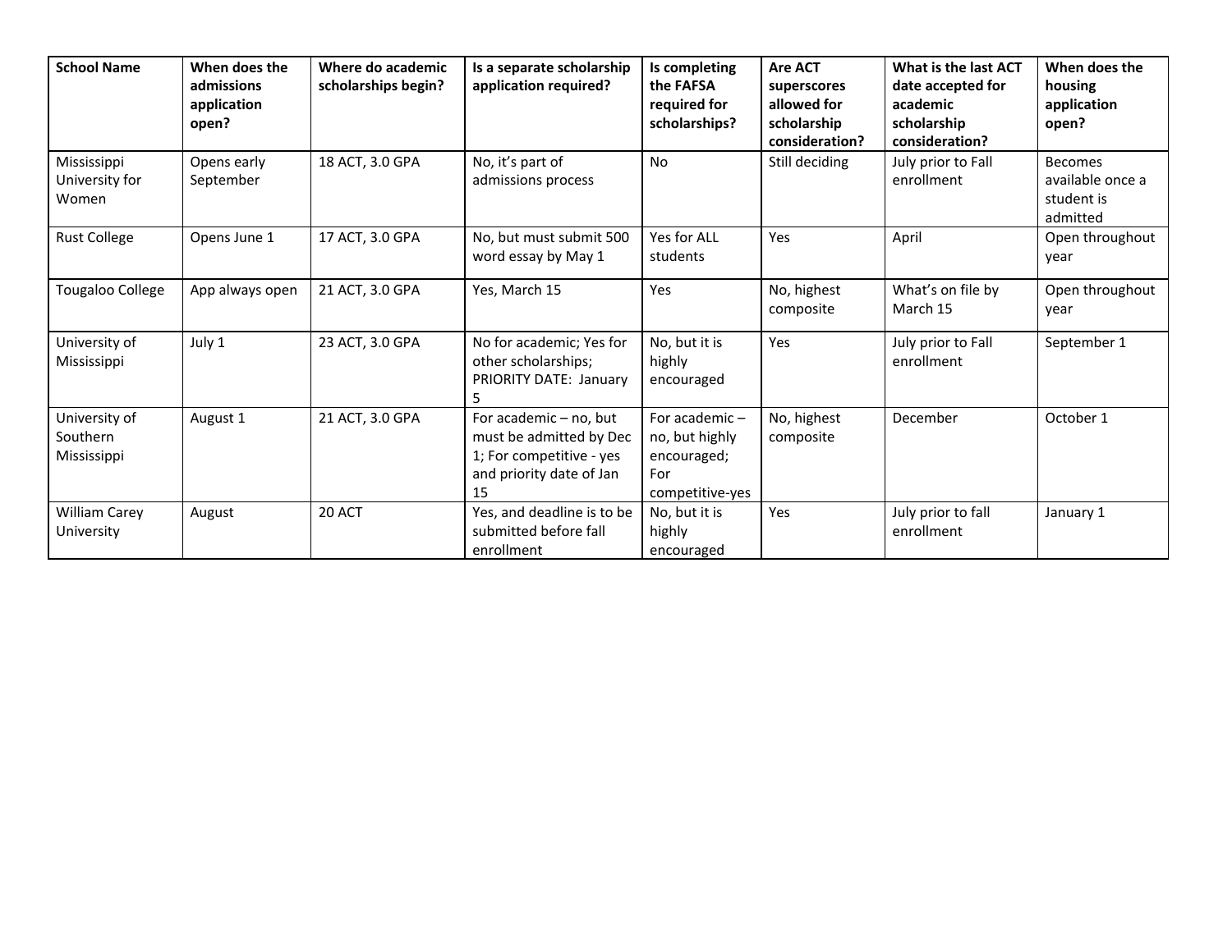| School Name | When does the admissions application open? | Where do academic scholarships begin? | Is a separate scholarship application required? | Is completing the FAFSA required for scholarships? | Are ACT superscores allowed for scholarship consideration? | What is the last ACT date accepted for academic scholarship consideration? | When does the housing application open? |
|---|---|---|---|---|---|---|---|
| Mississippi University for Women | Opens early September | 18 ACT, 3.0 GPA | No, it's part of admissions process | No | Still deciding | July prior to Fall enrollment | Becomes available once a student is admitted |
| Rust College | Opens June 1 | 17 ACT, 3.0 GPA | No, but must submit 500 word essay by May 1 | Yes for ALL students | Yes | April | Open throughout year |
| Tougaloo College | App always open | 21 ACT, 3.0 GPA | Yes, March 15 | Yes | No, highest composite | What's on file by March 15 | Open throughout year |
| University of Mississippi | July 1 | 23 ACT, 3.0 GPA | No for academic; Yes for other scholarships; PRIORITY DATE: January 5 | No, but it is highly encouraged | Yes | July prior to Fall enrollment | September 1 |
| University of Southern Mississippi | August 1 | 21 ACT, 3.0 GPA | For academic – no, but must be admitted by Dec 1; For competitive - yes and priority date of Jan 15 | For academic – no, but highly encouraged; For competitive-yes | No, highest composite | December | October 1 |
| William Carey University | August | 20 ACT | Yes, and deadline is to be submitted before fall enrollment | No, but it is highly encouraged | Yes | July prior to fall enrollment | January 1 |